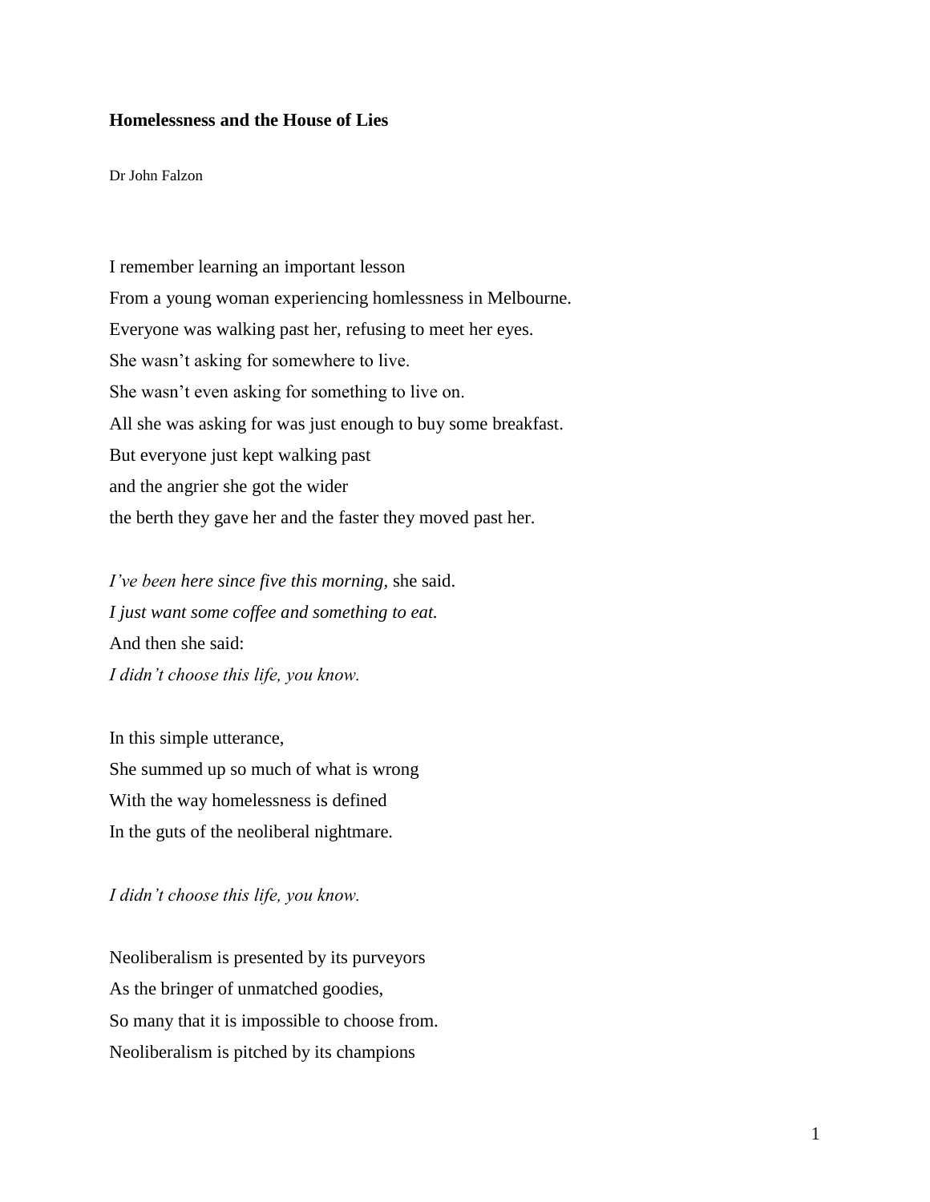**Homelessness and the House of Lies**

Dr John Falzon

I remember learning an important lesson  
From a young woman experiencing homlessness in Melbourne.  
Everyone was walking past her, refusing to meet her eyes.  
She wasn't asking for somewhere to live.  
She wasn't even asking for something to live on.  
All she was asking for was just enough to buy some breakfast.  
But everyone just kept walking past  
and the angrier she got the wider  
the berth they gave her and the faster they moved past her.

*I've been here since five this morning,* she said.  
*I just want some coffee and something to eat.*  
And then she said:  
*I didn't choose this life, you know.*

In this simple utterance,  
She summed up so much of what is wrong  
With the way homelessness is defined  
In the guts of the neoliberal nightmare.

*I didn't choose this life, you know.*

Neoliberalism is presented by its purveyors  
As the bringer of unmatched goodies,  
So many that it is impossible to choose from.  
Neoliberalism is pitched by its champions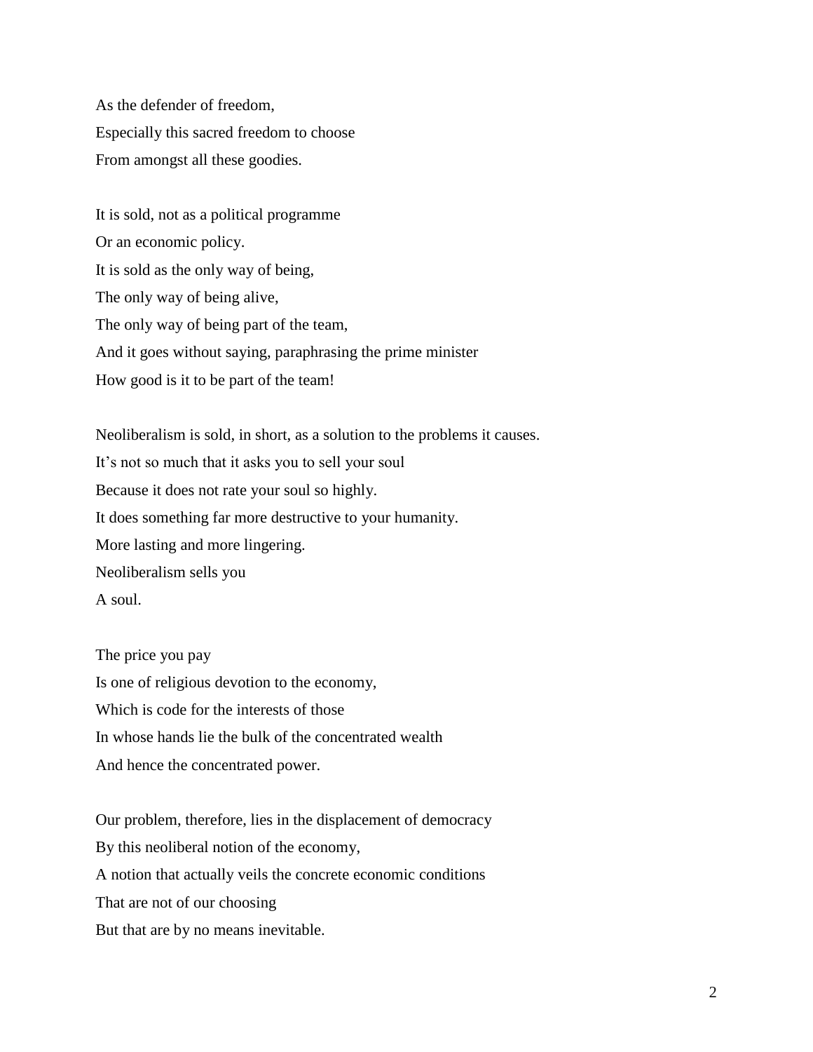As the defender of freedom,
Especially this sacred freedom to choose
From amongst all these goodies.

It is sold, not as a political programme
Or an economic policy.
It is sold as the only way of being,
The only way of being alive,
The only way of being part of the team,
And it goes without saying, paraphrasing the prime minister
How good is it to be part of the team!

Neoliberalism is sold, in short, as a solution to the problems it causes.
It's not so much that it asks you to sell your soul
Because it does not rate your soul so highly.
It does something far more destructive to your humanity.
More lasting and more lingering.
Neoliberalism sells you
A soul.

The price you pay
Is one of religious devotion to the economy,
Which is code for the interests of those
In whose hands lie the bulk of the concentrated wealth
And hence the concentrated power.

Our problem, therefore, lies in the displacement of democracy
By this neoliberal notion of the economy,
A notion that actually veils the concrete economic conditions
That are not of our choosing
But that are by no means inevitable.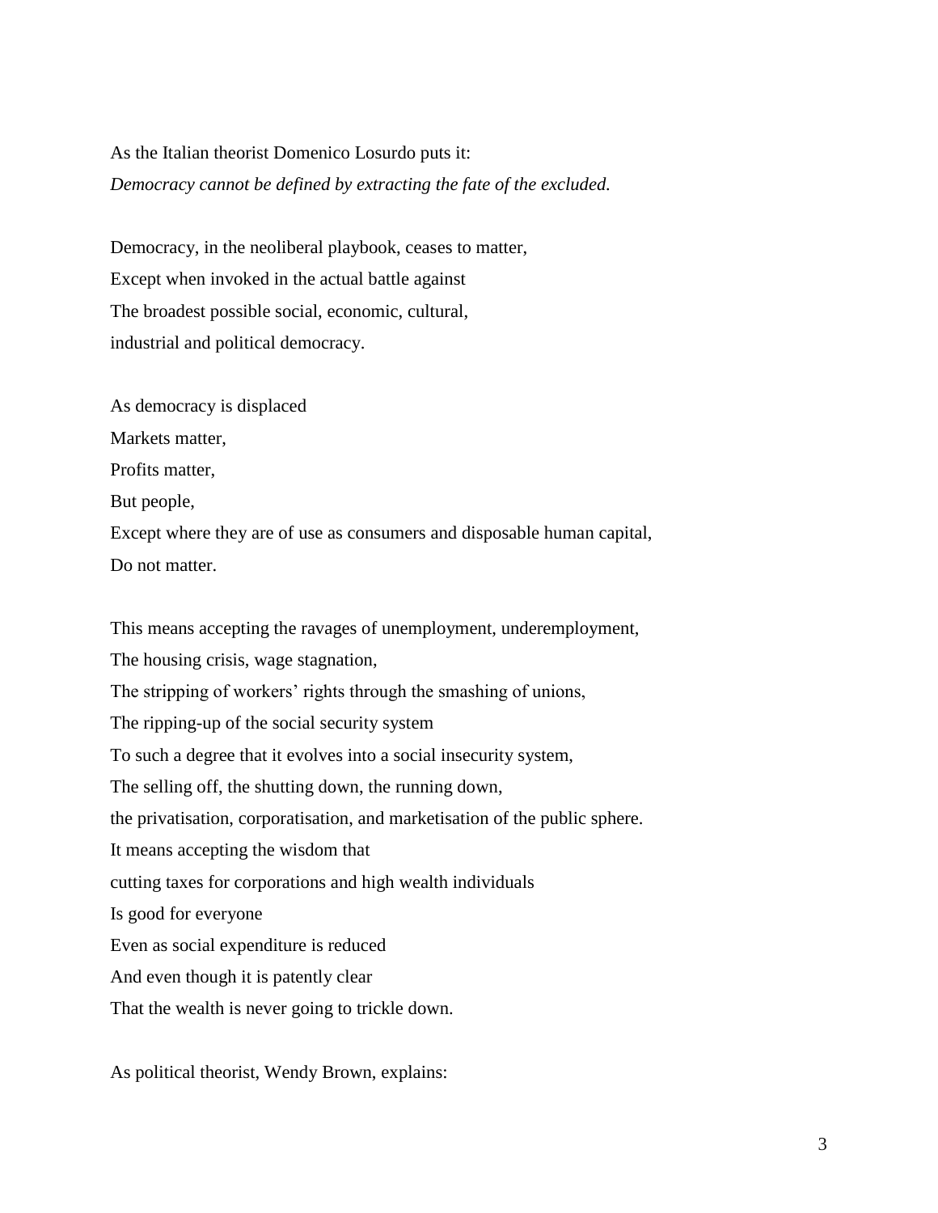As the Italian theorist Domenico Losurdo puts it:
*Democracy cannot be defined by extracting the fate of the excluded.*

Democracy, in the neoliberal playbook, ceases to matter,
Except when invoked in the actual battle against
The broadest possible social, economic, cultural,
industrial and political democracy.

As democracy is displaced
Markets matter,
Profits matter,
But people,
Except where they are of use as consumers and disposable human capital,
Do not matter.

This means accepting the ravages of unemployment, underemployment,
The housing crisis, wage stagnation,
The stripping of workers' rights through the smashing of unions,
The ripping-up of the social security system
To such a degree that it evolves into a social insecurity system,
The selling off, the shutting down, the running down,
the privatisation, corporatisation, and marketisation of the public sphere.
It means accepting the wisdom that
cutting taxes for corporations and high wealth individuals
Is good for everyone
Even as social expenditure is reduced
And even though it is patently clear
That the wealth is never going to trickle down.

As political theorist, Wendy Brown, explains: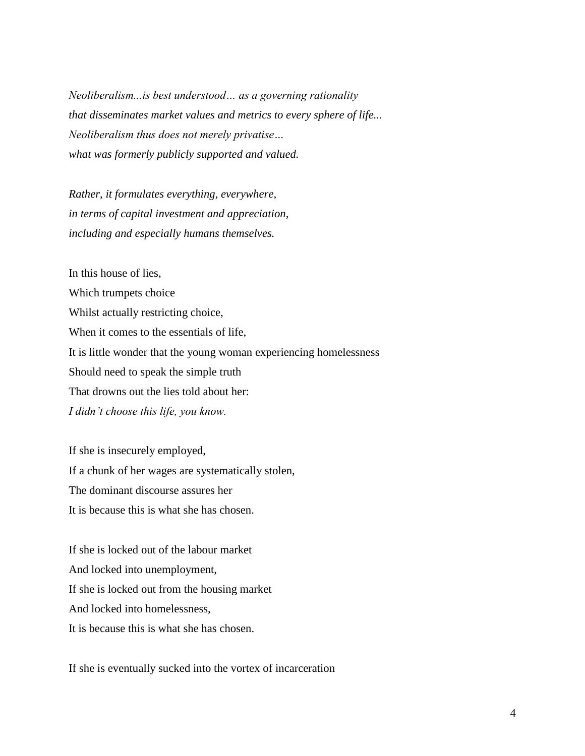*Neoliberalism...is best understood… as a governing rationality*
*that disseminates market values and metrics to every sphere of life...*
*Neoliberalism thus does not merely privatise…*
*what was formerly publicly supported and valued.*

*Rather, it formulates everything, everywhere,*
*in terms of capital investment and appreciation,*
*including and especially humans themselves.*

In this house of lies,
Which trumpets choice
Whilst actually restricting choice,
When it comes to the essentials of life,
It is little wonder that the young woman experiencing homelessness
Should need to speak the simple truth
That drowns out the lies told about her:
*I didn't choose this life, you know.*

If she is insecurely employed,
If a chunk of her wages are systematically stolen,
The dominant discourse assures her
It is because this is what she has chosen.

If she is locked out of the labour market
And locked into unemployment,
If she is locked out from the housing market
And locked into homelessness,
It is because this is what she has chosen.

If she is eventually sucked into the vortex of incarceration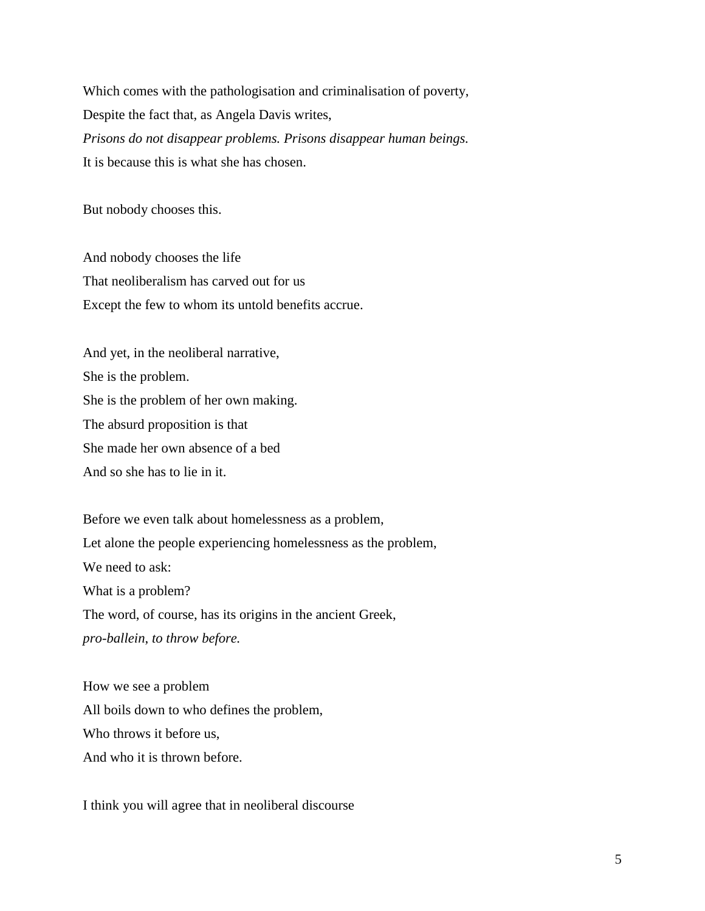Which comes with the pathologisation and criminalisation of poverty,  
Despite the fact that, as Angela Davis writes,  
*Prisons do not disappear problems. Prisons disappear human beings.*  
It is because this is what she has chosen.

But nobody chooses this.

And nobody chooses the life  
That neoliberalism has carved out for us  
Except the few to whom its untold benefits accrue.

And yet, in the neoliberal narrative,  
She is the problem.  
She is the problem of her own making.  
The absurd proposition is that  
She made her own absence of a bed  
And so she has to lie in it.

Before we even talk about homelessness as a problem,  
Let alone the people experiencing homelessness as the problem,  
We need to ask:  
What is a problem?  
The word, of course, has its origins in the ancient Greek,  
*pro-ballein*, *to throw before.*

How we see a problem  
All boils down to who defines the problem,  
Who throws it before us,  
And who it is thrown before.

I think you will agree that in neoliberal discourse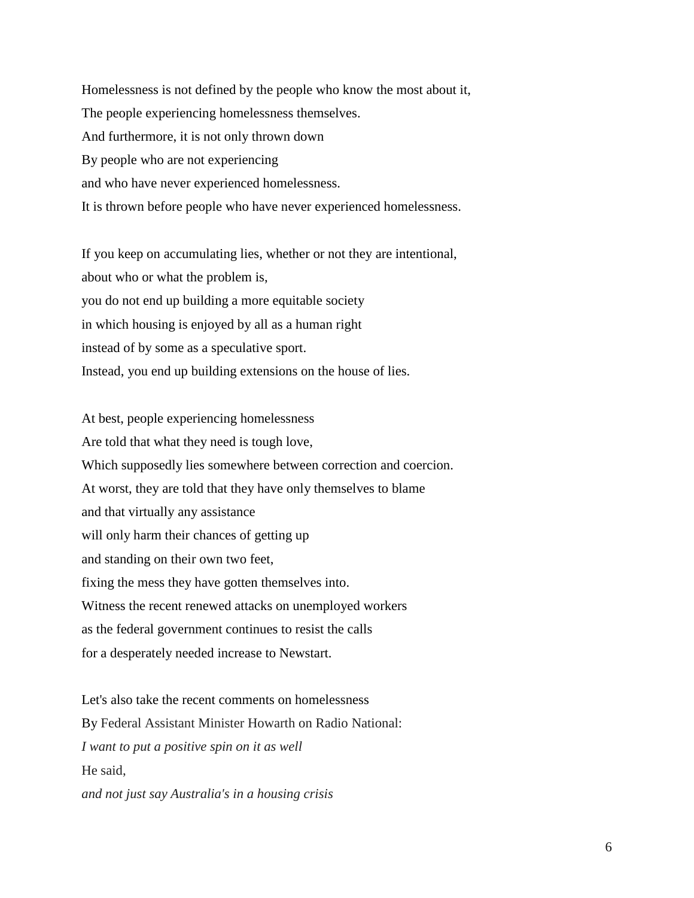Homelessness is not defined by the people who know the most about it,
The people experiencing homelessness themselves.
And furthermore, it is not only thrown down
By people who are not experiencing
and who have never experienced homelessness.
It is thrown before people who have never experienced homelessness.

If you keep on accumulating lies, whether or not they are intentional,
about who or what the problem is,
you do not end up building a more equitable society
in which housing is enjoyed by all as a human right
instead of by some as a speculative sport.
Instead, you end up building extensions on the house of lies.

At best, people experiencing homelessness
Are told that what they need is tough love,
Which supposedly lies somewhere between correction and coercion.
At worst, they are told that they have only themselves to blame
and that virtually any assistance
will only harm their chances of getting up
and standing on their own two feet,
fixing the mess they have gotten themselves into.
Witness the recent renewed attacks on unemployed workers
as the federal government continues to resist the calls
for a desperately needed increase to Newstart.

Let's also take the recent comments on homelessness
By Federal Assistant Minister Howarth on Radio National:
*I want to put a positive spin on it as well*
He said,
*and not just say Australia's in a housing crisis*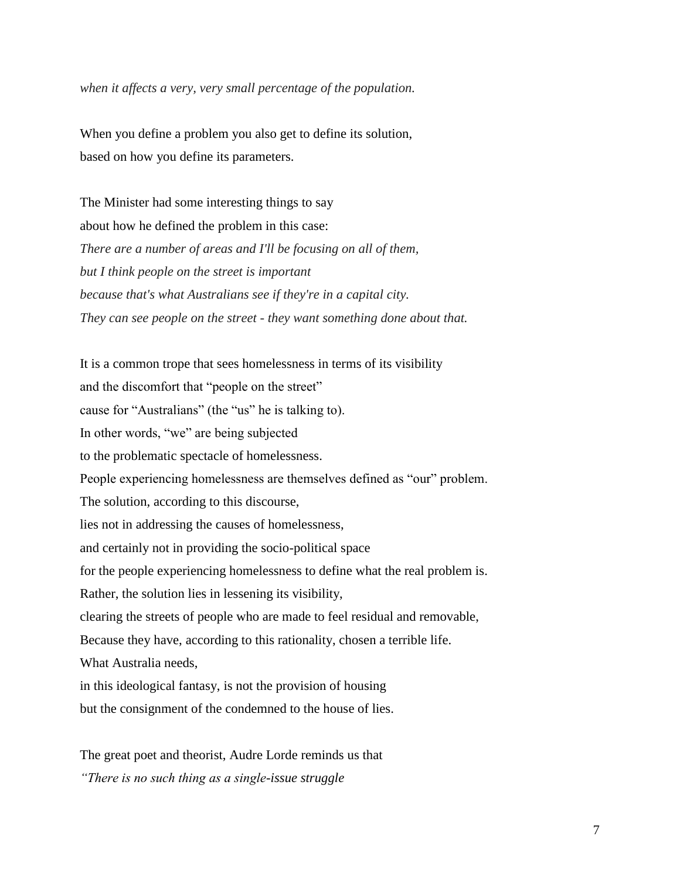*when it affects a very, very small percentage of the population.*

When you define a problem you also get to define its solution,
based on how you define its parameters.

The Minister had some interesting things to say
about how he defined the problem in this case:
*There are a number of areas and I'll be focusing on all of them,*
*but I think people on the street is important*
*because that's what Australians see if they're in a capital city.*
*They can see people on the street - they want something done about that.*

It is a common trope that sees homelessness in terms of its visibility
and the discomfort that "people on the street"
cause for "Australians" (the "us" he is talking to).
In other words, "we" are being subjected
to the problematic spectacle of homelessness.
People experiencing homelessness are themselves defined as "our" problem.
The solution, according to this discourse,
lies not in addressing the causes of homelessness,
and certainly not in providing the socio-political space
for the people experiencing homelessness to define what the real problem is.
Rather, the solution lies in lessening its visibility,
clearing the streets of people who are made to feel residual and removable,
Because they have, according to this rationality, chosen a terrible life.
What Australia needs,
in this ideological fantasy, is not the provision of housing
but the consignment of the condemned to the house of lies.

The great poet and theorist, Audre Lorde reminds us that
*"There is no such thing as a single-issue struggle*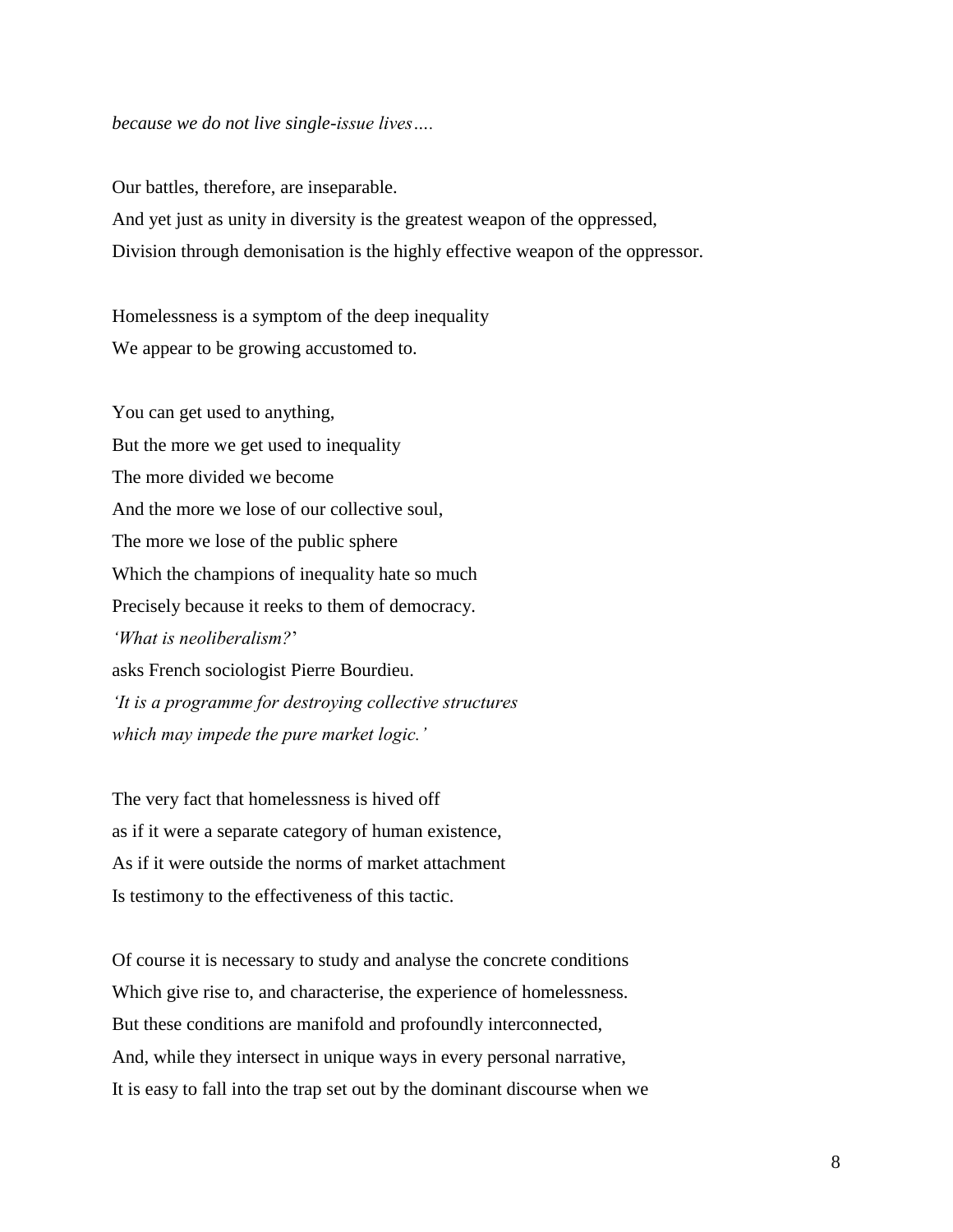*because we do not live single-issue lives….*

Our battles, therefore, are inseparable.
And yet just as unity in diversity is the greatest weapon of the oppressed,
Division through demonisation is the highly effective weapon of the oppressor.

Homelessness is a symptom of the deep inequality
We appear to be growing accustomed to.

You can get used to anything,
But the more we get used to inequality
The more divided we become
And the more we lose of our collective soul,
The more we lose of the public sphere
Which the champions of inequality hate so much
Precisely because it reeks to them of democracy.
*'What is neoliberalism?'*
asks French sociologist Pierre Bourdieu.
*'It is a programme for destroying collective structures*
*which may impede the pure market logic.'*

The very fact that homelessness is hived off
as if it were a separate category of human existence,
As if it were outside the norms of market attachment
Is testimony to the effectiveness of this tactic.

Of course it is necessary to study and analyse the concrete conditions
Which give rise to, and characterise, the experience of homelessness.
But these conditions are manifold and profoundly interconnected,
And, while they intersect in unique ways in every personal narrative,
It is easy to fall into the trap set out by the dominant discourse when we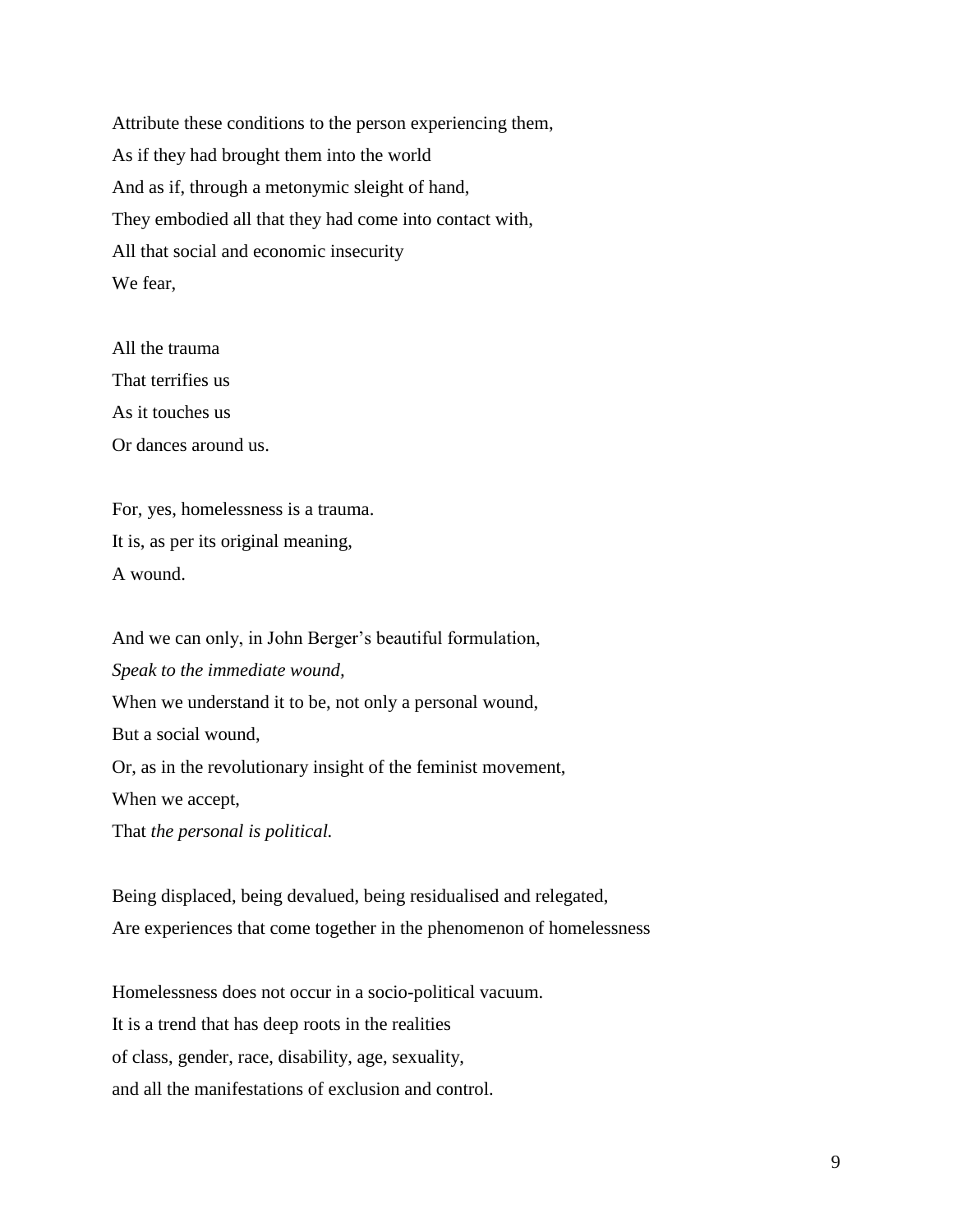Attribute these conditions to the person experiencing them,  
As if they had brought them into the world  
And as if, through a metonymic sleight of hand,  
They embodied all that they had come into contact with,  
All that social and economic insecurity  
We fear,

All the trauma  
That terrifies us  
As it touches us  
Or dances around us.

For, yes, homelessness is a trauma.  
It is, as per its original meaning,  
A wound.

And we can only, in John Berger's beautiful formulation,  
*Speak to the immediate wound,*  
When we understand it to be, not only a personal wound,  
But a social wound,  
Or, as in the revolutionary insight of the feminist movement,  
When we accept,  
That *the personal is political.*

Being displaced, being devalued, being residualised and relegated,  
Are experiences that come together in the phenomenon of homelessness

Homelessness does not occur in a socio-political vacuum.  
It is a trend that has deep roots in the realities  
of class, gender, race, disability, age, sexuality,  
and all the manifestations of exclusion and control.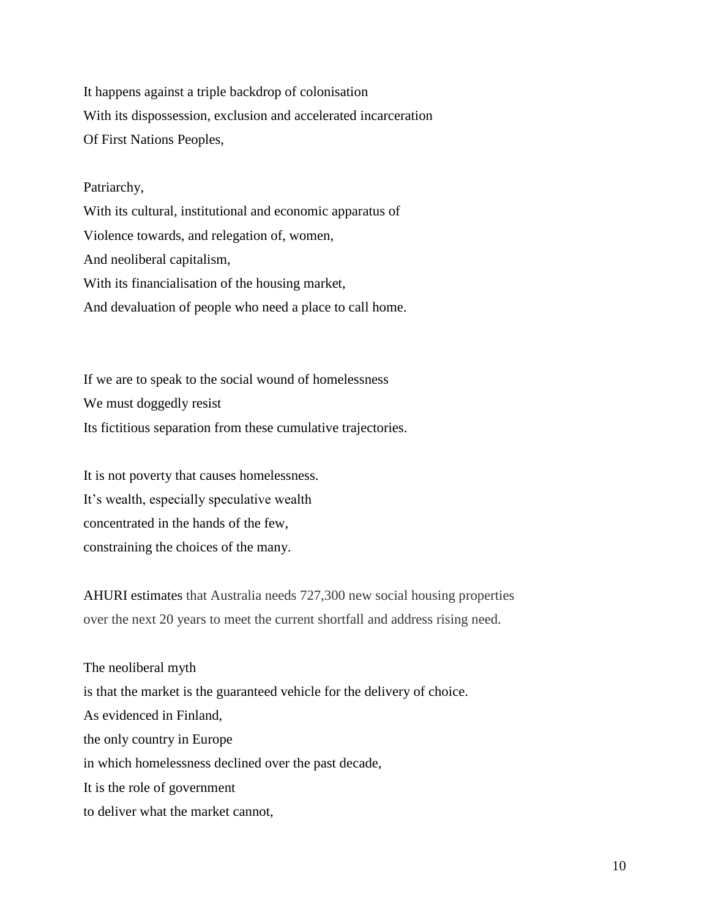It happens against a triple backdrop of colonisation  
With its dispossession, exclusion and accelerated incarceration  
Of First Nations Peoples,

Patriarchy,  
With its cultural, institutional and economic apparatus of  
Violence towards, and relegation of, women,  
And neoliberal capitalism,  
With its financialisation of the housing market,  
And devaluation of people who need a place to call home.

If we are to speak to the social wound of homelessness  
We must doggedly resist  
Its fictitious separation from these cumulative trajectories.

It is not poverty that causes homelessness.  
It's wealth, especially speculative wealth  
concentrated in the hands of the few,  
constraining the choices of the many.

AHURI estimates that Australia needs 727,300 new social housing properties over the next 20 years to meet the current shortfall and address rising need.

The neoliberal myth  
is that the market is the guaranteed vehicle for the delivery of choice.  
As evidenced in Finland,  
the only country in Europe  
in which homelessness declined over the past decade,  
It is the role of government  
to deliver what the market cannot,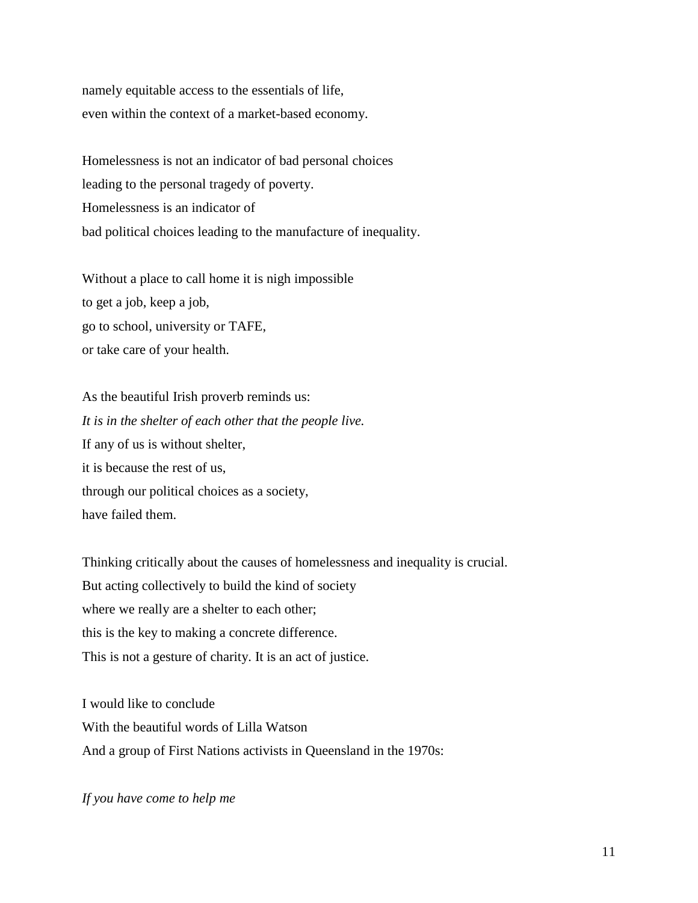namely equitable access to the essentials of life,
even within the context of a market-based economy.

Homelessness is not an indicator of bad personal choices
leading to the personal tragedy of poverty.
Homelessness is an indicator of
bad political choices leading to the manufacture of inequality.

Without a place to call home it is nigh impossible
to get a job, keep a job,
go to school, university or TAFE,
or take care of your health.

As the beautiful Irish proverb reminds us:
*It is in the shelter of each other that the people live.*
If any of us is without shelter,
it is because the rest of us,
through our political choices as a society,
have failed them.

Thinking critically about the causes of homelessness and inequality is crucial.
But acting collectively to build the kind of society
where we really are a shelter to each other;
this is the key to making a concrete difference.
This is not a gesture of charity. It is an act of justice.

I would like to conclude
With the beautiful words of Lilla Watson
And a group of First Nations activists in Queensland in the 1970s:

*If you have come to help me*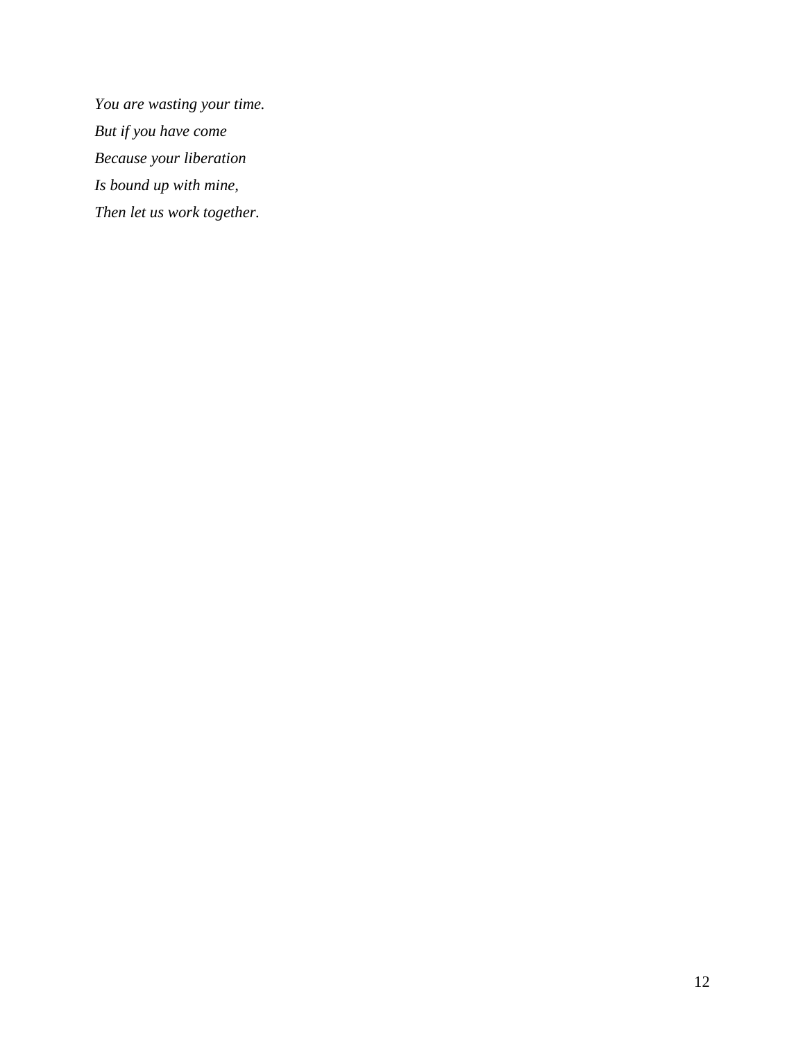*You are wasting your time.*  
*But if you have come*  
*Because your liberation*  
*Is bound up with mine,*  
*Then let us work together.*